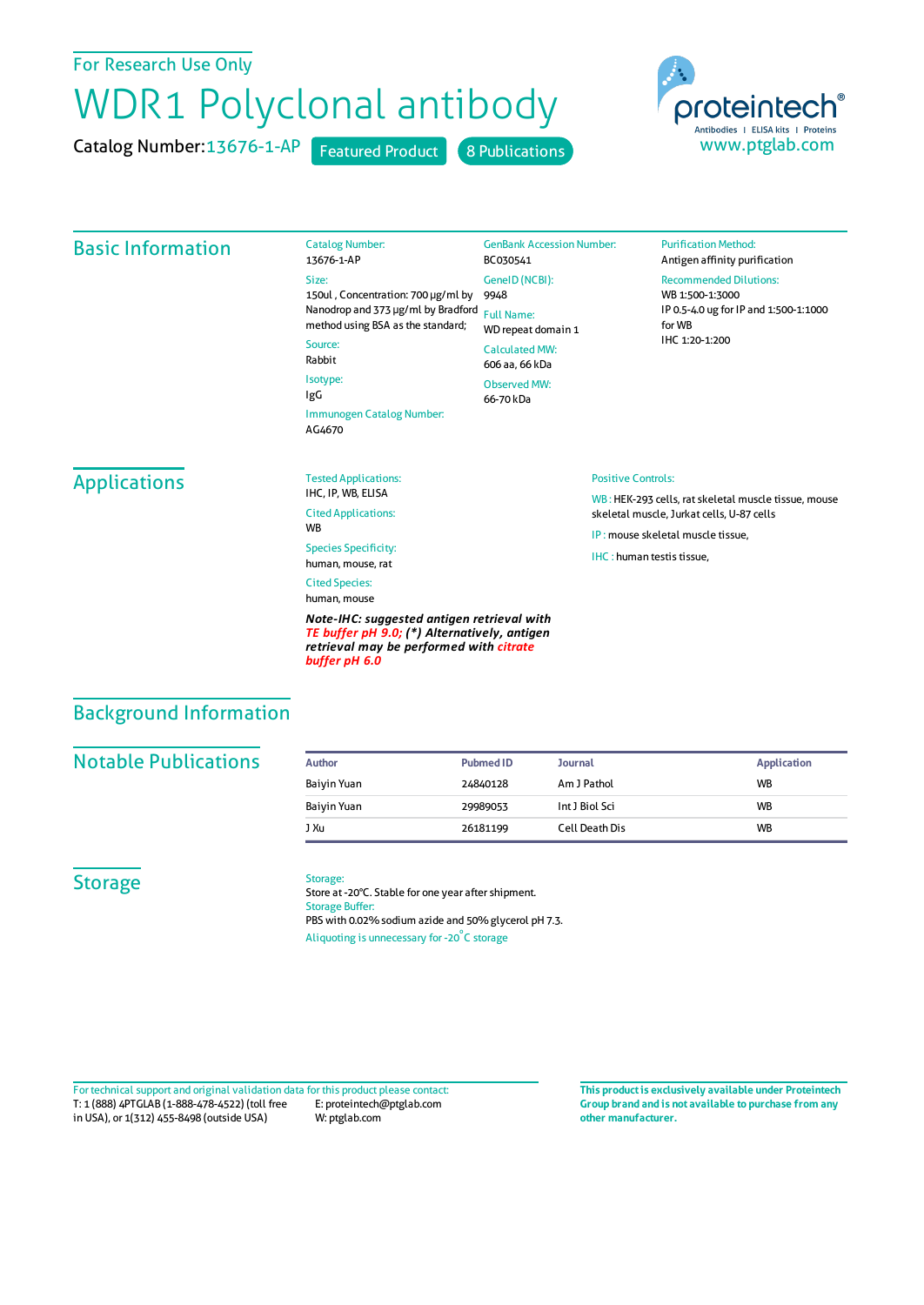For Research Use Only

# WDR1 Polyclonal antibody

Catalog Number: 13676-1-AP    Featured Product    8 Publications

proteintech®
Antibodies | ELISA kits | Proteins
www.ptglab.com

## Basic Information

**Catalog Number:**
13676-1-AP

**Size:**
150ul , Concentration: 700 μg/ml by Nanodrop and 373 μg/ml by Bradford method using BSA as the standard;

**Source:**
Rabbit

**Isotype:**
IgG

**Immunogen Catalog Number:**
AG4670

**GenBank Accession Number:**
BC030541

**GeneID (NCBI):**
9948

**Full Name:**
WD repeat domain 1

**Calculated MW:**
606 aa, 66 kDa

**Observed MW:**
66-70 kDa

**Purification Method:**
Antigen affinity purification

**Recommended Dilutions:**
WB 1:500-1:3000
IP 0.5-4.0 ug for IP and 1:500-1:1000 for WB
IHC 1:20-1:200

## Applications

**Tested Applications:**
IHC, IP, WB, ELISA

**Cited Applications:**
WB

**Species Specificity:**
human, mouse, rat

**Cited Species:**
human, mouse

***Note-IHC: suggested antigen retrieval with TE buffer pH 9.0; (\*) Alternatively, antigen retrieval may be performed with citrate buffer pH 6.0***

**Positive Controls:**

WB : HEK-293 cells, rat skeletal muscle tissue, mouse skeletal muscle, Jurkat cells, U-87 cells

IP : mouse skeletal muscle tissue,

IHC : human testis tissue,

## Background Information

## Notable Publications

| Author | Pubmed ID | Journal | Application |
|---|---|---|---|
| Baiyin Yuan | 24840128 | Am J Pathol | WB |
| Baiyin Yuan | 29989053 | Int J Biol Sci | WB |
| J Xu | 26181199 | Cell Death Dis | WB |

## Storage

**Storage:**
Store at -20°C. Stable for one year after shipment.

**Storage Buffer:**
PBS with 0.02% sodium azide and 50% glycerol pH 7.3.

Aliquoting is unnecessary for -20°C storage

For technical support and original validation data for this product please contact:
T: 1 (888) 4PTGLAB (1-888-478-4522) (toll free in USA), or 1(312) 455-8498 (outside USA)
E: proteintech@ptglab.com
W: ptglab.com

**This product is exclusively available under Proteintech Group brand and is not available to purchase from any other manufacturer.**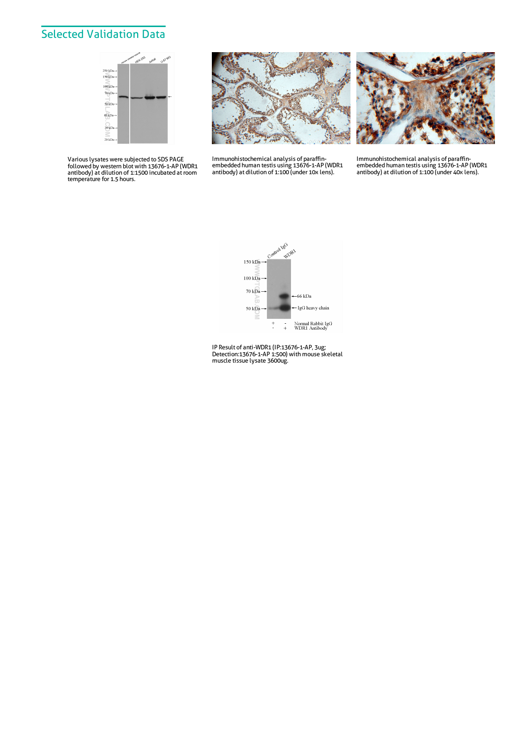## Selected Validation Data

mouse skeletal muscle
HEK-293
Jurkat
U-87 MG

250 kDa
150 kDa
100 kDa
70 kDa
50 kDa
40 kDa
30 kDa
20 kDa

Various lysates were subjected to SDS PAGE followed by western blot with 13676-1-AP (WDR1 antibody) at dilution of 1:1500 incubated at room temperature for 1.5 hours.

Immunohistochemical analysis of paraffin-embedded human testis using 13676-1-AP (WDR1 antibody) at dilution of 1:100 (under 10x lens).

Immunohistochemical analysis of paraffin-embedded human testis using 13676-1-AP (WDR1 antibody) at dilution of 1:100 (under 40x lens).

Control IgG
WDR1

150 kDa
100 kDa
70 kDa
50 kDa

66 kDa
IgG heavy chain

+ - Normal Rabbit IgG
- + WDR1 Antibody

IP Result of anti-WDR1 (IP:13676-1-AP, 3ug; Detection:13676-1-AP 1:500) with mouse skeletal muscle tissue lysate 3600ug.